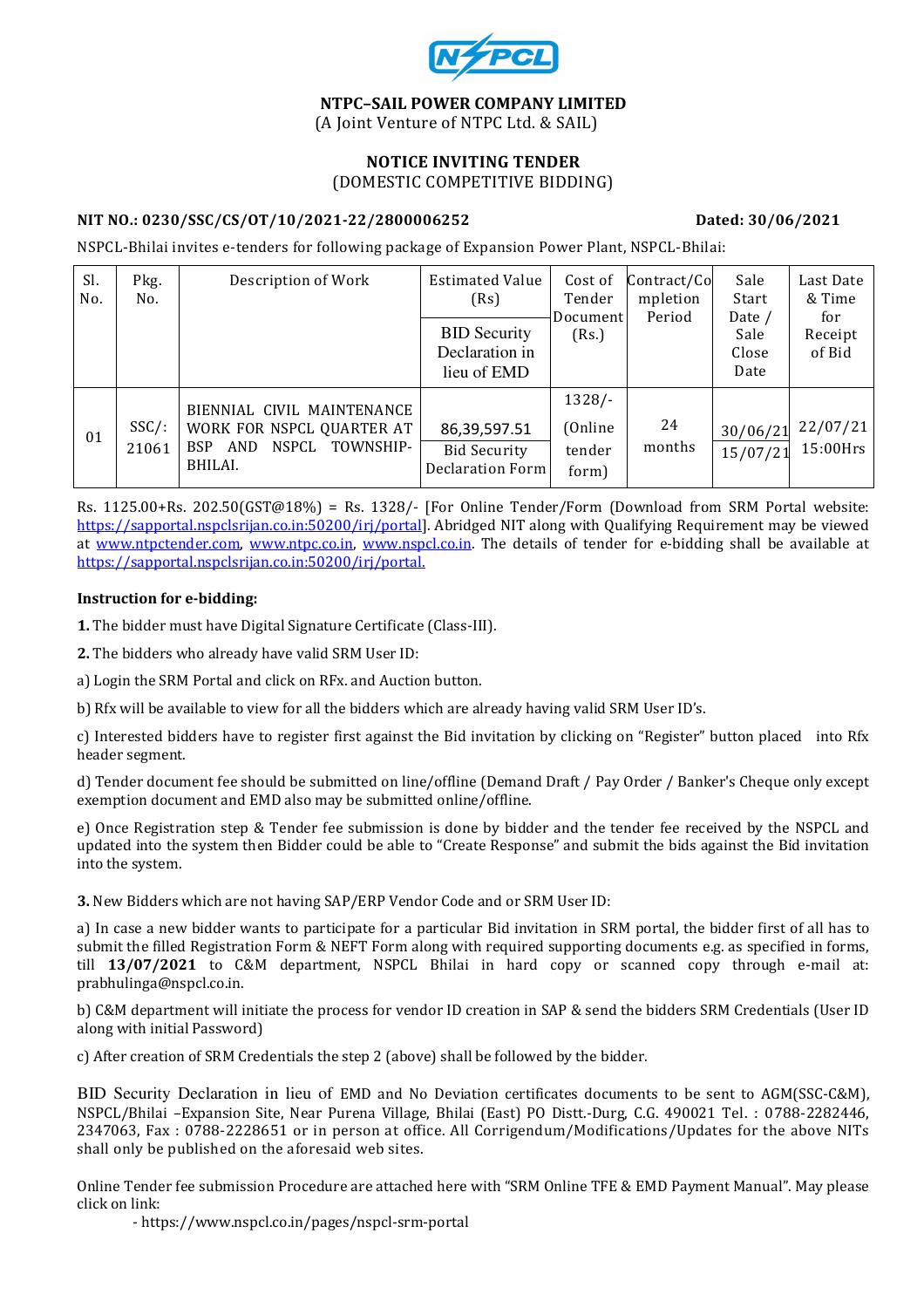# NTPC–SAIL POWER COMPANY LIMITED

(A Joint Venture of NTPC Ltd. & SAIL)

## NOTICE INVITING TENDER

(DOMESTIC COMPETITIVE BIDDING)

**NIT NO.: 0230/SSC/CS/OT/10/2021-22/2800006252** **Dated: 30/06/2021**

NSPCL-Bhilai invites e-tenders for following package of Expansion Power Plant, NSPCL-Bhilai:

| Sl. No. | Pkg. No. | Description of Work | Estimated Value (Rs) / BID Security Declaration in lieu of EMD | Cost of Tender Document (Rs.) | Contract/Completion Period | Sale Start Date / Sale Close Date | Last Date & Time for Receipt of Bid |
|---|---|---|---|---|---|---|---|
| 01 | SSC/: 21061 | BIENNIAL CIVIL MAINTENANCE WORK FOR NSPCL QUARTER AT BSP AND NSPCL TOWNSHIP-BHILAI. | 86,39,597.51 / Bid Security Declaration Form | 1328/- (Online tender form) | 24 months | 30/06/21 / 15/07/21 | 22/07/21 15:00Hrs |

Rs. 1125.00+Rs. 202.50(GST@18%) = Rs. 1328/- [For Online Tender/Form (Download from SRM Portal website: https://sapportal.nspclsrijan.co.in:50200/irj/portal]. Abridged NIT along with Qualifying Requirement may be viewed at www.ntpctender.com, www.ntpc.co.in, www.nspcl.co.in. The details of tender for e-bidding shall be available at https://sapportal.nspclsrijan.co.in:50200/irj/portal.

**Instruction for e-bidding:**

**1.** The bidder must have Digital Signature Certificate (Class-III).

**2.** The bidders who already have valid SRM User ID:

a) Login the SRM Portal and click on RFx. and Auction button.

b) Rfx will be available to view for all the bidders which are already having valid SRM User ID's.

c) Interested bidders have to register first against the Bid invitation by clicking on "Register" button placed into Rfx header segment.

d) Tender document fee should be submitted on line/offline (Demand Draft / Pay Order / Banker's Cheque only except exemption document and EMD also may be submitted online/offline.

e) Once Registration step & Tender fee submission is done by bidder and the tender fee received by the NSPCL and updated into the system then Bidder could be able to "Create Response" and submit the bids against the Bid invitation into the system.

**3.** New Bidders which are not having SAP/ERP Vendor Code and or SRM User ID:

a) In case a new bidder wants to participate for a particular Bid invitation in SRM portal, the bidder first of all has to submit the filled Registration Form & NEFT Form along with required supporting documents e.g. as specified in forms, till **13/07/2021** to C&M department, NSPCL Bhilai in hard copy or scanned copy through e-mail at: prabhulinga@nspcl.co.in.

b) C&M department will initiate the process for vendor ID creation in SAP & send the bidders SRM Credentials (User ID along with initial Password)

c) After creation of SRM Credentials the step 2 (above) shall be followed by the bidder.

BID Security Declaration in lieu of EMD and No Deviation certificates documents to be sent to AGM(SSC-C&M), NSPCL/Bhilai –Expansion Site, Near Purena Village, Bhilai (East) PO Distt.-Durg, C.G. 490021 Tel. : 0788-2282446, 2347063, Fax : 0788-2228651 or in person at office. All Corrigendum/Modifications/Updates for the above NITs shall only be published on the aforesaid web sites.

Online Tender fee submission Procedure are attached here with "SRM Online TFE & EMD Payment Manual". May please click on link:

- https://www.nspcl.co.in/pages/nspcl-srm-portal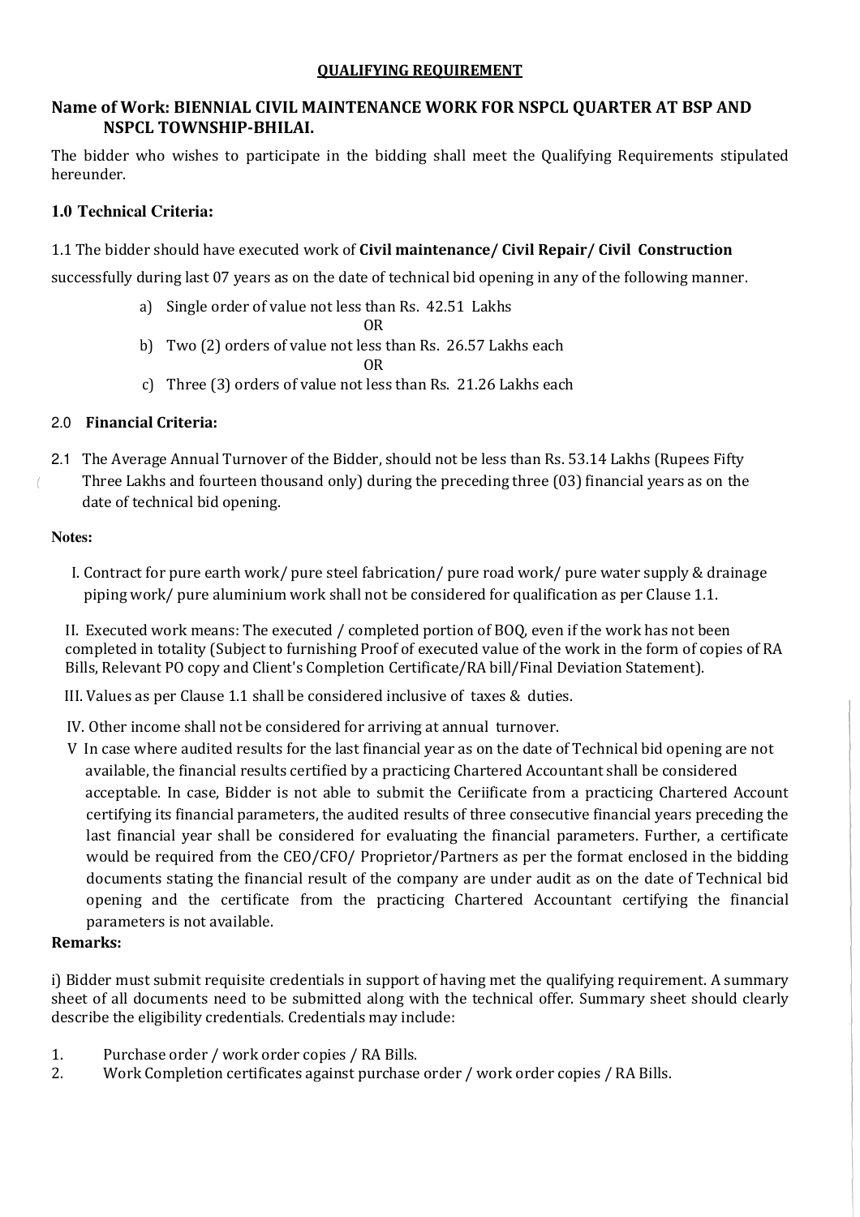## QUALIFYING REQUIREMENT

## Name of Work: BIENNIAL CIVIL MAINTENANCE WORK FOR NSPCL QUARTER AT BSP AND NSPCL TOWNSHIP-BHILAI.

The bidder who wishes to participate in the bidding shall meet the Qualifying Requirements stipulated hereunder.

### 1.0 Technical Criteria:

1.1 The bidder should have executed work of **Civil maintenance/ Civil Repair/ Civil Construction** successfully during last 07 years as on the date of technical bid opening in any of the following manner.

a) Single order of value not less than Rs. 42.51 Lakhs

OR

b) Two (2) orders of value not less than Rs. 26.57 Lakhs each

OR

c) Three (3) orders of value not less than Rs. 21.26 Lakhs each

### 2.0 Financial Criteria:

2.1 The Average Annual Turnover of the Bidder, should not be less than Rs. 53.14 Lakhs (Rupees Fifty Three Lakhs and fourteen thousand only) during the preceding three (03) financial years as on the date of technical bid opening.

**Notes:**

I. Contract for pure earth work/ pure steel fabrication/ pure road work/ pure water supply & drainage piping work/ pure aluminium work shall not be considered for qualification as per Clause 1.1.

II. Executed work means: The executed / completed portion of BOQ, even if the work has not been completed in totality (Subject to furnishing Proof of executed value of the work in the form of copies of RA Bills, Relevant PO copy and Client's Completion Certificate/RA bill/Final Deviation Statement).

III. Values as per Clause 1.1 shall be considered inclusive of taxes & duties.

IV. Other income shall not be considered for arriving at annual turnover.

V In case where audited results for the last financial year as on the date of Technical bid opening are not available, the financial results certified by a practicing Chartered Accountant shall be considered acceptable. In case, Bidder is not able to submit the Ceriificate from a practicing Chartered Account certifying its financial parameters, the audited results of three consecutive financial years preceding the last financial year shall be considered for evaluating the financial parameters. Further, a certificate would be required from the CEO/CFO/ Proprietor/Partners as per the format enclosed in the bidding documents stating the financial result of the company are under audit as on the date of Technical bid opening and the certificate from the practicing Chartered Accountant certifying the financial parameters is not available.

**Remarks:**

i) Bidder must submit requisite credentials in support of having met the qualifying requirement. A summary sheet of all documents need to be submitted along with the technical offer. Summary sheet should clearly describe the eligibility credentials. Credentials may include:

1. Purchase order / work order copies / RA Bills.
2. Work Completion certificates against purchase order / work order copies / RA Bills.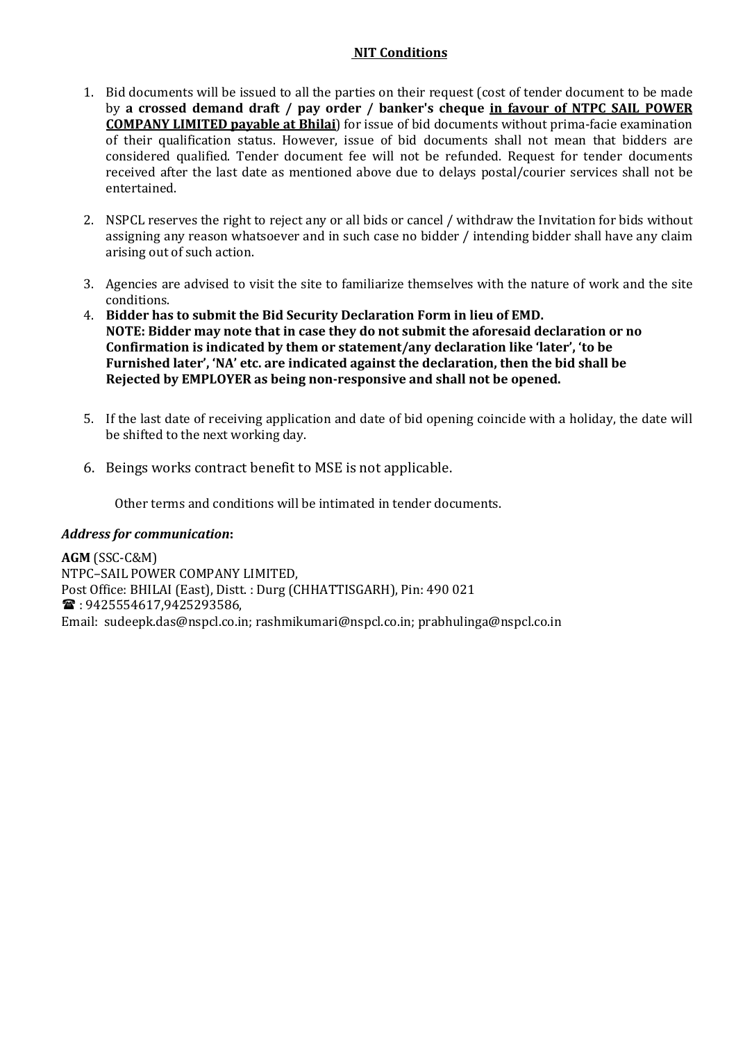## NIT Conditions

1. Bid documents will be issued to all the parties on their request (cost of tender document to be made by **a crossed demand draft / pay order / banker's cheque <u>in favour of NTPC SAIL POWER COMPANY LIMITED payable at Bhilai</u>**) for issue of bid documents without prima-facie examination of their qualification status. However, issue of bid documents shall not mean that bidders are considered qualified. Tender document fee will not be refunded. Request for tender documents received after the last date as mentioned above due to delays postal/courier services shall not be entertained.

2. NSPCL reserves the right to reject any or all bids or cancel / withdraw the Invitation for bids without assigning any reason whatsoever and in such case no bidder / intending bidder shall have any claim arising out of such action.

3. Agencies are advised to visit the site to familiarize themselves with the nature of work and the site conditions.

4. **Bidder has to submit the Bid Security Declaration Form in lieu of EMD.**
   **NOTE: Bidder may note that in case they do not submit the aforesaid declaration or no Confirmation is indicated by them or statement/any declaration like 'later', 'to be Furnished later', 'NA' etc. are indicated against the declaration, then the bid shall be Rejected by EMPLOYER as being non-responsive and shall not be opened.**

5. If the last date of receiving application and date of bid opening coincide with a holiday, the date will be shifted to the next working day.

6. Beings works contract benefit to MSE is not applicable.

Other terms and conditions will be intimated in tender documents.

***Address for communication*:**

**AGM** (SSC-C&M)
NTPC–SAIL POWER COMPANY LIMITED,
Post Office: BHILAI (East), Distt. : Durg (CHHATTISGARH), Pin: 490 021
☎ : 9425554617,9425293586,
Email: sudeepk.das@nspcl.co.in; rashmikumari@nspcl.co.in; prabhulinga@nspcl.co.in